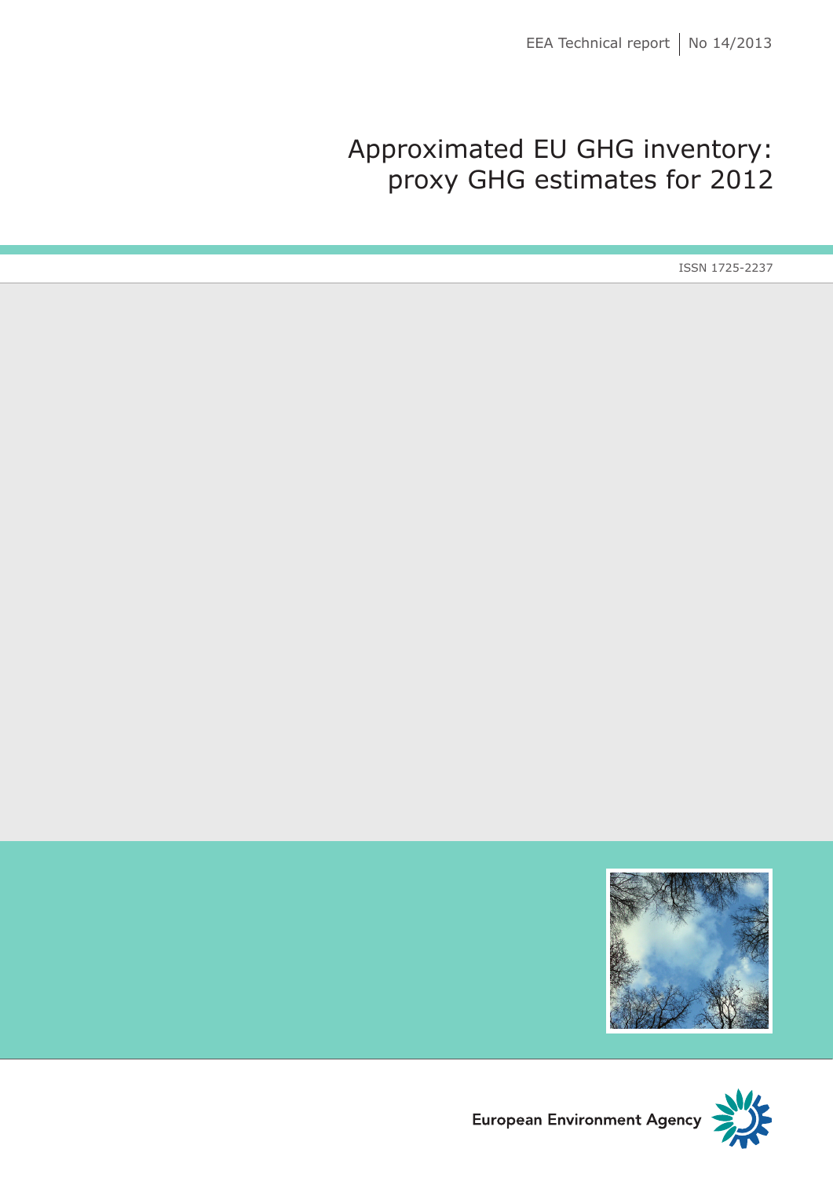EEA Technical report | No 14/2013

# Approximated EU GHG inventory: proxy GHG estimates for 2012

ISSN 1725-2237

European Environment Agency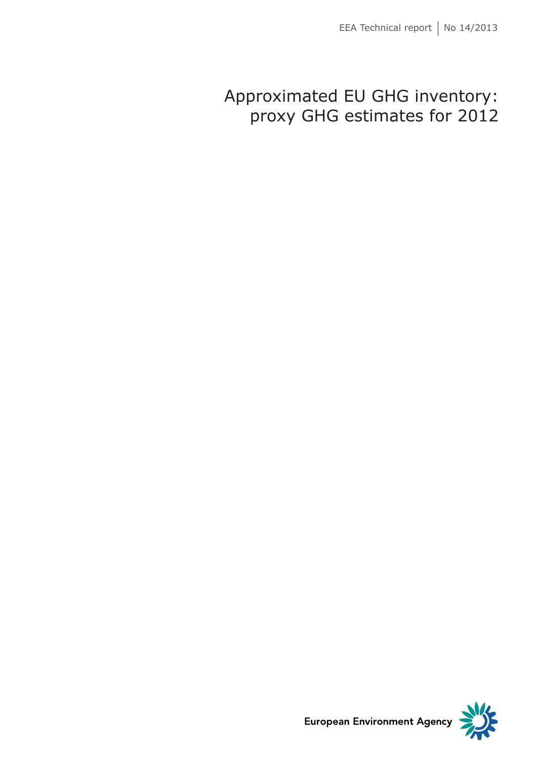# Approximated EU GHG inventory: proxy GHG estimates for 2012

European Environment Agency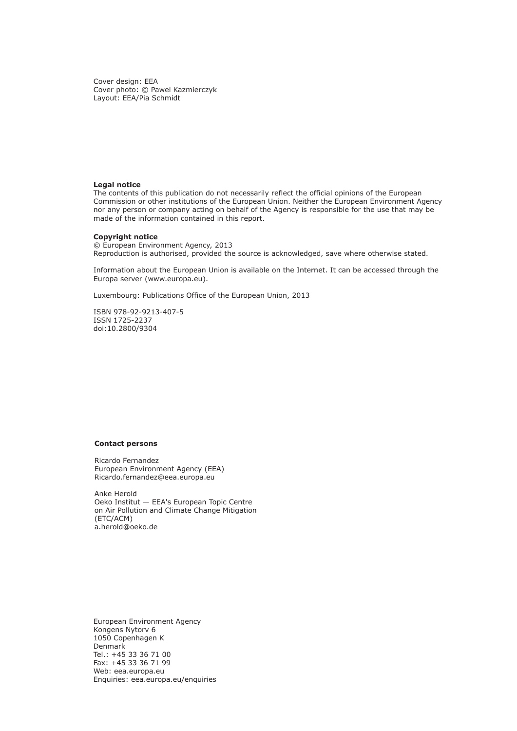Cover design: EEA
Cover photo: © Pawel Kazmierczyk
Layout: EEA/Pia Schmidt

**Legal notice**
The contents of this publication do not necessarily reflect the official opinions of the European Commission or other institutions of the European Union. Neither the European Environment Agency nor any person or company acting on behalf of the Agency is responsible for the use that may be made of the information contained in this report.

**Copyright notice**
© European Environment Agency, 2013
Reproduction is authorised, provided the source is acknowledged, save where otherwise stated.

Information about the European Union is available on the Internet. It can be accessed through the Europa server (www.europa.eu).

Luxembourg: Publications Office of the European Union, 2013

ISBN 978-92-9213-407-5
ISSN 1725-2237
doi:10.2800/9304

**Contact persons**

Ricardo Fernandez
European Environment Agency (EEA)
Ricardo.fernandez@eea.europa.eu

Anke Herold
Oeko Institut — EEA's European Topic Centre on Air Pollution and Climate Change Mitigation (ETC/ACM)
a.herold@oeko.de

European Environment Agency
Kongens Nytorv 6
1050 Copenhagen K
Denmark
Tel.: +45 33 36 71 00
Fax: +45 33 36 71 99
Web: eea.europa.eu
Enquiries: eea.europa.eu/enquiries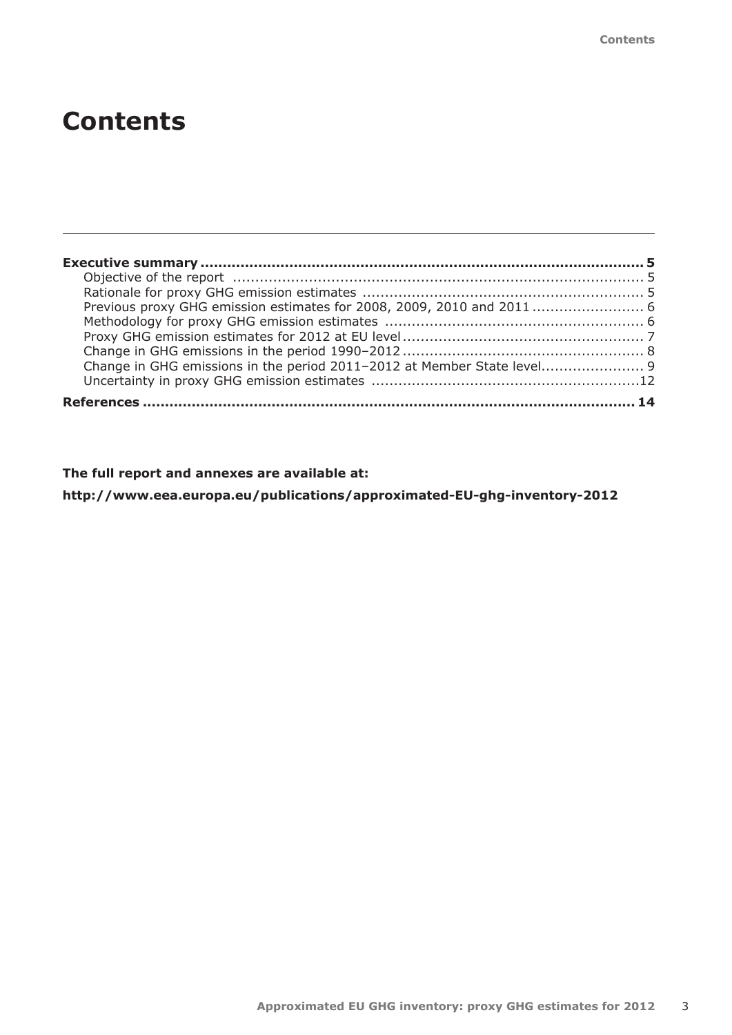# Contents

**Executive summary .................................................................................................. 5**

Objective of the report ............................................................................................ 5

Rationale for proxy GHG emission estimates .............................................................. 5

Previous proxy GHG emission estimates for 2008, 2009, 2010 and 2011 ......................... 6

Methodology for proxy GHG emission estimates ......................................................... 6

Proxy GHG emission estimates for 2012 at EU level ...................................................... 7

Change in GHG emissions in the period 1990–2012 ...................................................... 8

Change in GHG emissions in the period 2011–2012 at Member State level....................... 9

Uncertainty in proxy GHG emission estimates ............................................................12

**References ............................................................................................................ 14**

**The full report and annexes are available at:**

**http://www.eea.europa.eu/publications/approximated-EU-ghg-inventory-2012**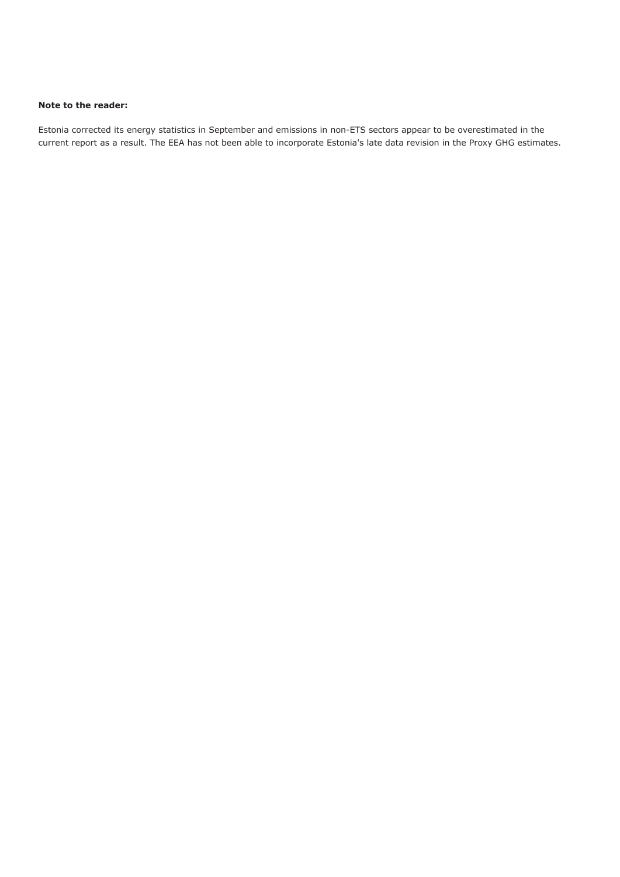**Note to the reader:**

Estonia corrected its energy statistics in September and emissions in non-ETS sectors appear to be overestimated in the current report as a result. The EEA has not been able to incorporate Estonia's late data revision in the Proxy GHG estimates.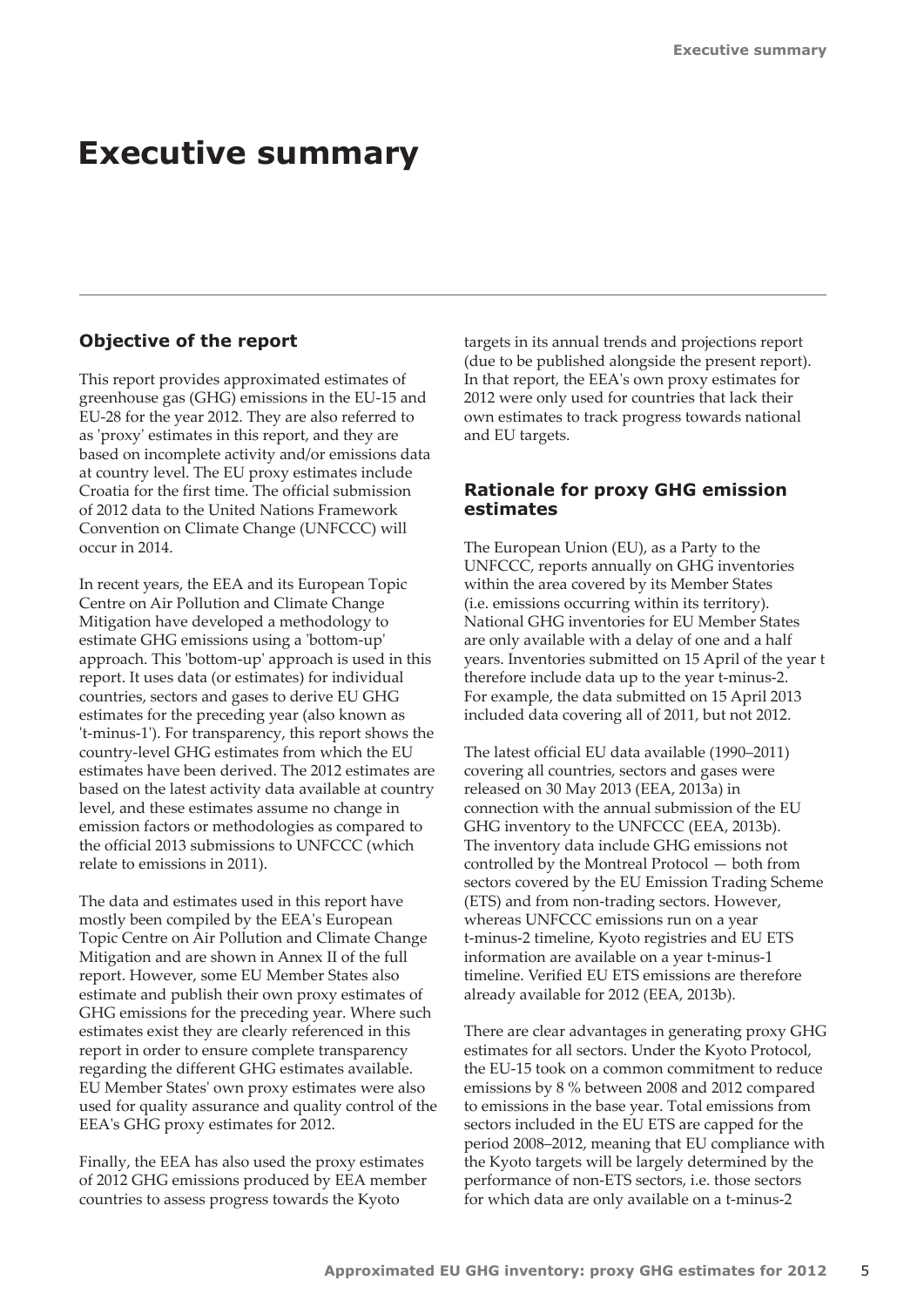# Executive summary

## Objective of the report

This report provides approximated estimates of greenhouse gas (GHG) emissions in the EU-15 and EU-28 for the year 2012. They are also referred to as 'proxy' estimates in this report, and they are based on incomplete activity and/or emissions data at country level. The EU proxy estimates include Croatia for the first time. The official submission of 2012 data to the United Nations Framework Convention on Climate Change (UNFCCC) will occur in 2014.

In recent years, the EEA and its European Topic Centre on Air Pollution and Climate Change Mitigation have developed a methodology to estimate GHG emissions using a 'bottom-up' approach. This 'bottom-up' approach is used in this report. It uses data (or estimates) for individual countries, sectors and gases to derive EU GHG estimates for the preceding year (also known as 't-minus-1'). For transparency, this report shows the country-level GHG estimates from which the EU estimates have been derived. The 2012 estimates are based on the latest activity data available at country level, and these estimates assume no change in emission factors or methodologies as compared to the official 2013 submissions to UNFCCC (which relate to emissions in 2011).

The data and estimates used in this report have mostly been compiled by the EEA's European Topic Centre on Air Pollution and Climate Change Mitigation and are shown in Annex II of the full report. However, some EU Member States also estimate and publish their own proxy estimates of GHG emissions for the preceding year. Where such estimates exist they are clearly referenced in this report in order to ensure complete transparency regarding the different GHG estimates available. EU Member States' own proxy estimates were also used for quality assurance and quality control of the EEA's GHG proxy estimates for 2012.

Finally, the EEA has also used the proxy estimates of 2012 GHG emissions produced by EEA member countries to assess progress towards the Kyoto targets in its annual trends and projections report (due to be published alongside the present report). In that report, the EEA's own proxy estimates for 2012 were only used for countries that lack their own estimates to track progress towards national and EU targets.

## Rationale for proxy GHG emission estimates

The European Union (EU), as a Party to the UNFCCC, reports annually on GHG inventories within the area covered by its Member States (i.e. emissions occurring within its territory). National GHG inventories for EU Member States are only available with a delay of one and a half years. Inventories submitted on 15 April of the year t therefore include data up to the year t-minus-2. For example, the data submitted on 15 April 2013 included data covering all of 2011, but not 2012.

The latest official EU data available (1990–2011) covering all countries, sectors and gases were released on 30 May 2013 (EEA, 2013a) in connection with the annual submission of the EU GHG inventory to the UNFCCC (EEA, 2013b). The inventory data include GHG emissions not controlled by the Montreal Protocol — both from sectors covered by the EU Emission Trading Scheme (ETS) and from non-trading sectors. However, whereas UNFCCC emissions run on a year t-minus-2 timeline, Kyoto registries and EU ETS information are available on a year t-minus-1 timeline. Verified EU ETS emissions are therefore already available for 2012 (EEA, 2013b).

There are clear advantages in generating proxy GHG estimates for all sectors. Under the Kyoto Protocol, the EU-15 took on a common commitment to reduce emissions by 8 % between 2008 and 2012 compared to emissions in the base year. Total emissions from sectors included in the EU ETS are capped for the period 2008–2012, meaning that EU compliance with the Kyoto targets will be largely determined by the performance of non-ETS sectors, i.e. those sectors for which data are only available on a t-minus-2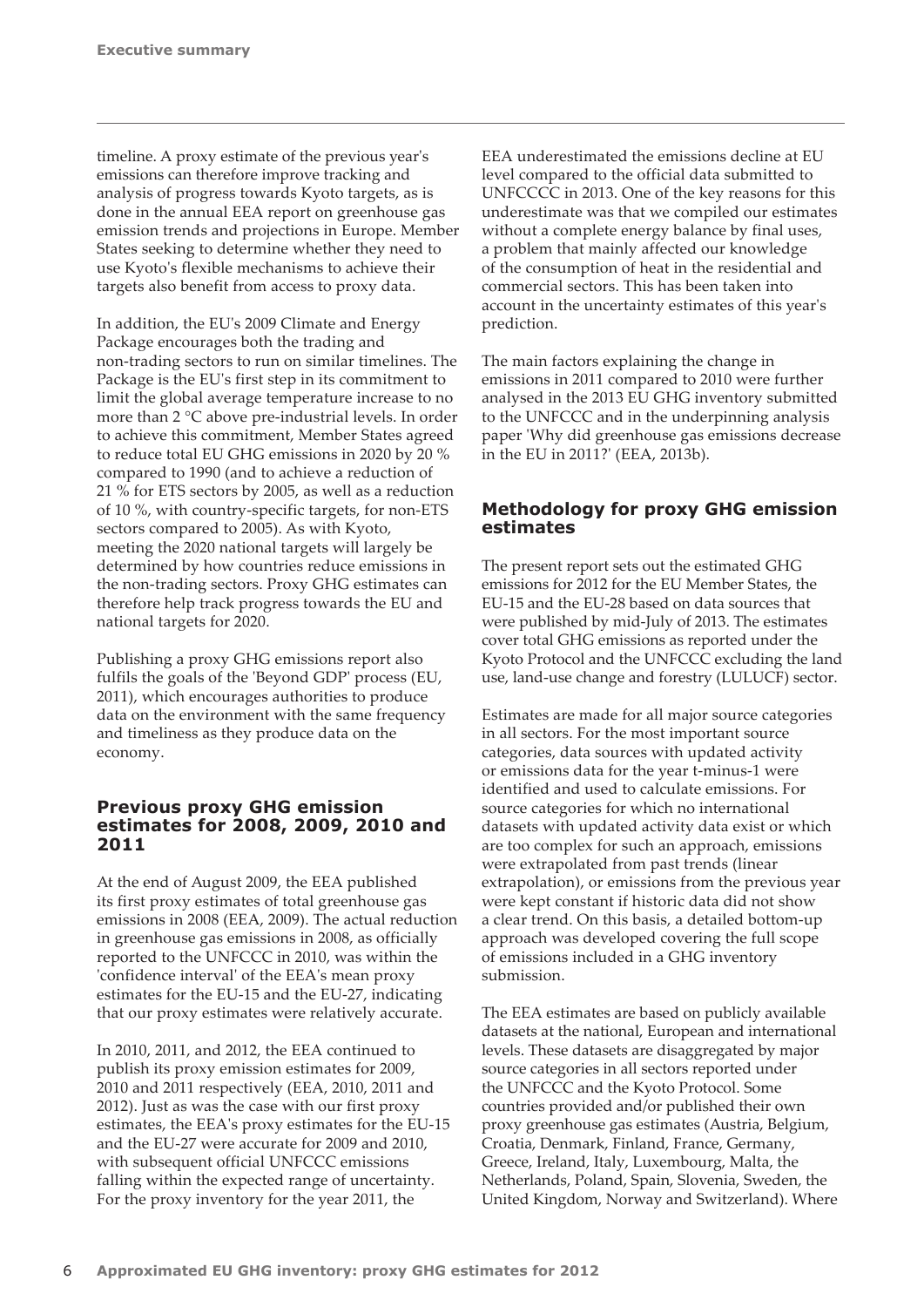timeline. A proxy estimate of the previous year's emissions can therefore improve tracking and analysis of progress towards Kyoto targets, as is done in the annual EEA report on greenhouse gas emission trends and projections in Europe. Member States seeking to determine whether they need to use Kyoto's flexible mechanisms to achieve their targets also benefit from access to proxy data.

In addition, the EU's 2009 Climate and Energy Package encourages both the trading and non-trading sectors to run on similar timelines. The Package is the EU's first step in its commitment to limit the global average temperature increase to no more than 2 °C above pre-industrial levels. In order to achieve this commitment, Member States agreed to reduce total EU GHG emissions in 2020 by 20 % compared to 1990 (and to achieve a reduction of 21 % for ETS sectors by 2005, as well as a reduction of 10 %, with country-specific targets, for non-ETS sectors compared to 2005). As with Kyoto, meeting the 2020 national targets will largely be determined by how countries reduce emissions in the non-trading sectors. Proxy GHG estimates can therefore help track progress towards the EU and national targets for 2020.

Publishing a proxy GHG emissions report also fulfils the goals of the 'Beyond GDP' process (EU, 2011), which encourages authorities to produce data on the environment with the same frequency and timeliness as they produce data on the economy.

## Previous proxy GHG emission estimates for 2008, 2009, 2010 and 2011

At the end of August 2009, the EEA published its first proxy estimates of total greenhouse gas emissions in 2008 (EEA, 2009). The actual reduction in greenhouse gas emissions in 2008, as officially reported to the UNFCCC in 2010, was within the 'confidence interval' of the EEA's mean proxy estimates for the EU-15 and the EU-27, indicating that our proxy estimates were relatively accurate.

In 2010, 2011, and 2012, the EEA continued to publish its proxy emission estimates for 2009, 2010 and 2011 respectively (EEA, 2010, 2011 and 2012). Just as was the case with our first proxy estimates, the EEA's proxy estimates for the EU-15 and the EU-27 were accurate for 2009 and 2010, with subsequent official UNFCCC emissions falling within the expected range of uncertainty. For the proxy inventory for the year 2011, the EEA underestimated the emissions decline at EU level compared to the official data submitted to UNFCCCC in 2013. One of the key reasons for this underestimate was that we compiled our estimates without a complete energy balance by final uses, a problem that mainly affected our knowledge of the consumption of heat in the residential and commercial sectors. This has been taken into account in the uncertainty estimates of this year's prediction.

The main factors explaining the change in emissions in 2011 compared to 2010 were further analysed in the 2013 EU GHG inventory submitted to the UNFCCC and in the underpinning analysis paper 'Why did greenhouse gas emissions decrease in the EU in 2011?' (EEA, 2013b).

## Methodology for proxy GHG emission estimates

The present report sets out the estimated GHG emissions for 2012 for the EU Member States, the EU-15 and the EU-28 based on data sources that were published by mid-July of 2013. The estimates cover total GHG emissions as reported under the Kyoto Protocol and the UNFCCC excluding the land use, land-use change and forestry (LULUCF) sector.

Estimates are made for all major source categories in all sectors. For the most important source categories, data sources with updated activity or emissions data for the year t-minus-1 were identified and used to calculate emissions. For source categories for which no international datasets with updated activity data exist or which are too complex for such an approach, emissions were extrapolated from past trends (linear extrapolation), or emissions from the previous year were kept constant if historic data did not show a clear trend. On this basis, a detailed bottom-up approach was developed covering the full scope of emissions included in a GHG inventory submission.

The EEA estimates are based on publicly available datasets at the national, European and international levels. These datasets are disaggregated by major source categories in all sectors reported under the UNFCCC and the Kyoto Protocol. Some countries provided and/or published their own proxy greenhouse gas estimates (Austria, Belgium, Croatia, Denmark, Finland, France, Germany, Greece, Ireland, Italy, Luxembourg, Malta, the Netherlands, Poland, Spain, Slovenia, Sweden, the United Kingdom, Norway and Switzerland). Where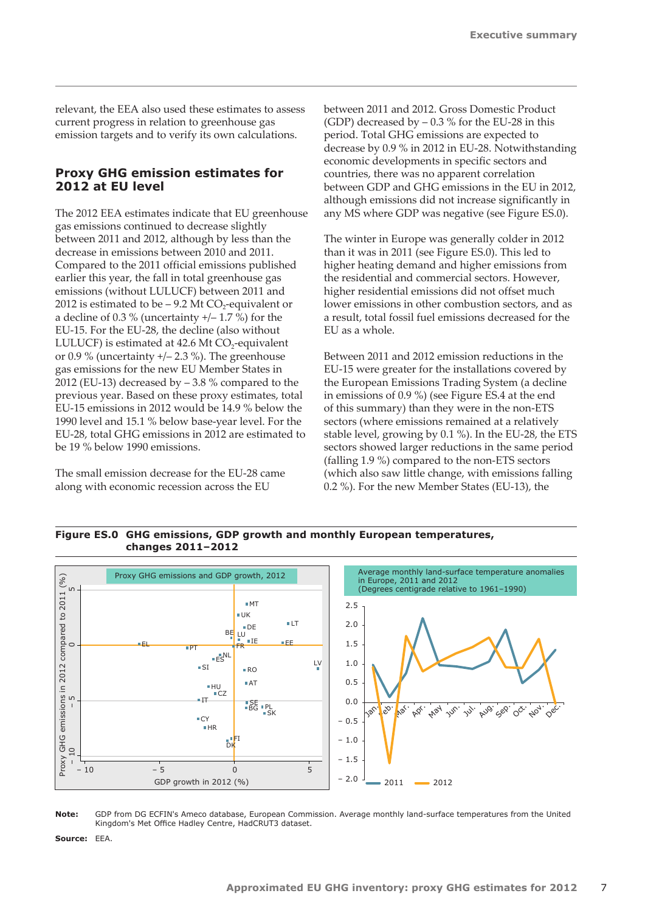relevant, the EEA also used these estimates to assess current progress in relation to greenhouse gas emission targets and to verify its own calculations.

## Proxy GHG emission estimates for 2012 at EU level

The 2012 EEA estimates indicate that EU greenhouse gas emissions continued to decrease slightly between 2011 and 2012, although by less than the decrease in emissions between 2010 and 2011. Compared to the 2011 official emissions published earlier this year, the fall in total greenhouse gas emissions (without LULUCF) between 2011 and 2012 is estimated to be – 9.2 Mt $CO_2$-equivalent or a decline of 0.3 % (uncertainty +/– 1.7 %) for the EU-15. For the EU-28, the decline (also without LULUCF) is estimated at 42.6 Mt $CO_2$-equivalent or 0.9 % (uncertainty +/– 2.3 %). The greenhouse gas emissions for the new EU Member States in 2012 (EU-13) decreased by – 3.8 % compared to the previous year. Based on these proxy estimates, total EU-15 emissions in 2012 would be 14.9 % below the 1990 level and 15.1 % below base-year level. For the EU-28, total GHG emissions in 2012 are estimated to be 19 % below 1990 emissions.

The small emission decrease for the EU-28 came along with economic recession across the EU between 2011 and 2012. Gross Domestic Product (GDP) decreased by – 0.3 % for the EU-28 in this period. Total GHG emissions are expected to decrease by 0.9 % in 2012 in EU-28. Notwithstanding economic developments in specific sectors and countries, there was no apparent correlation between GDP and GHG emissions in the EU in 2012, although emissions did not increase significantly in any MS where GDP was negative (see Figure ES.0).

The winter in Europe was generally colder in 2012 than it was in 2011 (see Figure ES.0). This led to higher heating demand and higher emissions from the residential and commercial sectors. However, higher residential emissions did not offset much lower emissions in other combustion sectors, and as a result, total fossil fuel emissions decreased for the EU as a whole.

Between 2011 and 2012 emission reductions in the EU-15 were greater for the installations covered by the European Emissions Trading System (a decline in emissions of 0.9 %) (see Figure ES.4 at the end of this summary) than they were in the non-ETS sectors (where emissions remained at a relatively stable level, growing by 0.1 %). In the EU-28, the ETS sectors showed larger reductions in the same period (falling 1.9 %) compared to the non-ETS sectors (which also saw little change, with emissions falling 0.2 %). For the new Member States (EU-13), the

**Figure ES.0 GHG emissions, GDP growth and monthly European temperatures, changes 2011–2012**

**Note:** GDP from DG ECFIN's Ameco database, European Commission. Average monthly land-surface temperatures from the United Kingdom's Met Office Hadley Centre, HadCRUT3 dataset.

**Source:** EEA.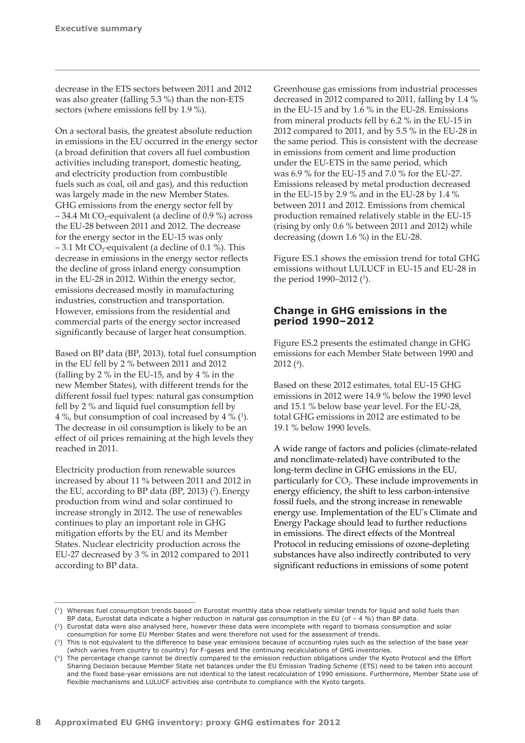decrease in the ETS sectors between 2011 and 2012 was also greater (falling 5.3 %) than the non-ETS sectors (where emissions fell by 1.9 %).

On a sectoral basis, the greatest absolute reduction in emissions in the EU occurred in the energy sector (a broad definition that covers all fuel combustion activities including transport, domestic heating, and electricity production from combustible fuels such as coal, oil and gas), and this reduction was largely made in the new Member States. GHG emissions from the energy sector fell by – 34.4 Mt $CO_2$-equivalent (a decline of 0.9 %) across the EU-28 between 2011 and 2012. The decrease for the energy sector in the EU-15 was only – 3.1 Mt $CO_2$-equivalent (a decline of 0.1 %). This decrease in emissions in the energy sector reflects the decline of gross inland energy consumption in the EU-28 in 2012. Within the energy sector, emissions decreased mostly in manufacturing industries, construction and transportation. However, emissions from the residential and commercial parts of the energy sector increased significantly because of larger heat consumption.

Based on BP data (BP, 2013), total fuel consumption in the EU fell by 2 % between 2011 and 2012 (falling by 2 % in the EU-15, and by 4 % in the new Member States), with different trends for the different fossil fuel types: natural gas consumption fell by 2 % and liquid fuel consumption fell by 4 %, but consumption of coal increased by 4 % ([1]). The decrease in oil consumption is likely to be an effect of oil prices remaining at the high levels they reached in 2011.

Electricity production from renewable sources increased by about 11 % between 2011 and 2012 in the EU, according to BP data (BP, 2013) ([2]). Energy production from wind and solar continued to increase strongly in 2012. The use of renewables continues to play an important role in GHG mitigation efforts by the EU and its Member States. Nuclear electricity production across the EU-27 decreased by 3 % in 2012 compared to 2011 according to BP data.

Greenhouse gas emissions from industrial processes decreased in 2012 compared to 2011, falling by 1.4 % in the EU-15 and by 1.6 % in the EU-28. Emissions from mineral products fell by 6.2 % in the EU-15 in 2012 compared to 2011, and by 5.5 % in the EU-28 in the same period. This is consistent with the decrease in emissions from cement and lime production under the EU-ETS in the same period, which was 6.9 % for the EU-15 and 7.0 % for the EU-27. Emissions released by metal production decreased in the EU-15 by 2.9 % and in the EU-28 by 1.4 % between 2011 and 2012. Emissions from chemical production remained relatively stable in the EU-15 (rising by only 0.6 % between 2011 and 2012) while decreasing (down 1.6 %) in the EU-28.

Figure ES.1 shows the emission trend for total GHG emissions without LULUCF in EU-15 and EU-28 in the period 1990–2012 ([3]).

## Change in GHG emissions in the period 1990–2012

Figure ES.2 presents the estimated change in GHG emissions for each Member State between 1990 and 2012 ([4]).

Based on these 2012 estimates, total EU-15 GHG emissions in 2012 were 14.9 % below the 1990 level and 15.1 % below base year level. For the EU-28, total GHG emissions in 2012 are estimated to be 19.1 % below 1990 levels.

A wide range of factors and policies (climate-related and nonclimate-related) have contributed to the long-term decline in GHG emissions in the EU, particularly for $CO_2$. These include improvements in energy efficiency, the shift to less carbon-intensive fossil fuels, and the strong increase in renewable energy use. Implementation of the EU's Climate and Energy Package should lead to further reductions in emissions. The direct effects of the Montreal Protocol in reducing emissions of ozone-depleting substances have also indirectly contributed to very significant reductions in emissions of some potent

---

([1]) Whereas fuel consumption trends based on Eurostat monthly data show relatively similar trends for liquid and solid fuels than BP data, Eurostat data indicate a higher reduction in natural gas consumption in the EU (of – 4 %) than BP data.

([2]) Eurostat data were also analysed here, however these data were incomplete with regard to biomass consumption and solar consumption for some EU Member States and were therefore not used for the assessment of trends.

([3]) This is not equivalent to the difference to base year emissions because of accounting rules such as the selection of the base year (which varies from country to country) for F-gases and the continuing recalculations of GHG inventories.

([4]) The percentage change cannot be directly compared to the emission reduction obligations under the Kyoto Protocol and the Effort Sharing Decision because Member State net balances under the EU Emission Trading Scheme (ETS) need to be taken into account and the fixed base-year emissions are not identical to the latest recalculation of 1990 emissions. Furthermore, Member State use of flexible mechanisms and LULUCF activities also contribute to compliance with the Kyoto targets.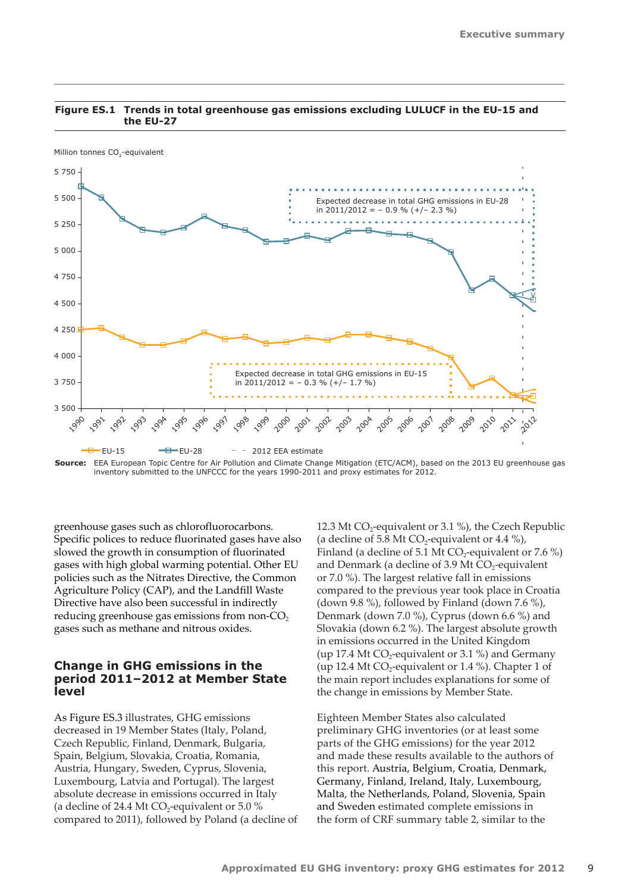**Figure ES.1 Trends in total greenhouse gas emissions excluding LULUCF in the EU-15 and the EU-27**

Million tonnes $CO_2$-equivalent

Expected decrease in total GHG emissions in EU-28 in 2011/2012 = – 0.9 % (+/– 2.3 %)

Expected decrease in total GHG emissions in EU-15 in 2011/2012 = – 0.3 % (+/– 1.7 %)

EU-15 — EU-28 — 2012 EEA estimate

**Source:** EEA European Topic Centre for Air Pollution and Climate Change Mitigation (ETC/ACM), based on the 2013 EU greenhouse gas inventory submitted to the UNFCCC for the years 1990-2011 and proxy estimates for 2012.

greenhouse gases such as chlorofluorocarbons. Specific polices to reduce fluorinated gases have also slowed the growth in consumption of fluorinated gases with high global warming potential. Other EU policies such as the Nitrates Directive, the Common Agriculture Policy (CAP), and the Landfill Waste Directive have also been successful in indirectly reducing greenhouse gas emissions from non-$CO_2$ gases such as methane and nitrous oxides.

## Change in GHG emissions in the period 2011–2012 at Member State level

As Figure ES.3 illustrates, GHG emissions decreased in 19 Member States (Italy, Poland, Czech Republic, Finland, Denmark, Bulgaria, Spain, Belgium, Slovakia, Croatia, Romania, Austria, Hungary, Sweden, Cyprus, Slovenia, Luxembourg, Latvia and Portugal). The largest absolute decrease in emissions occurred in Italy (a decline of 24.4 Mt $CO_2$-equivalent or 5.0 % compared to 2011), followed by Poland (a decline of 12.3 Mt $CO_2$-equivalent or 3.1 %), the Czech Republic (a decline of 5.8 Mt $CO_2$-equivalent or 4.4 %), Finland (a decline of 5.1 Mt $CO_2$-equivalent or 7.6 %) and Denmark (a decline of 3.9 Mt $CO_2$-equivalent or 7.0 %). The largest relative fall in emissions compared to the previous year took place in Croatia (down 9.8 %), followed by Finland (down 7.6 %), Denmark (down 7.0 %), Cyprus (down 6.6 %) and Slovakia (down 6.2 %). The largest absolute growth in emissions occurred in the United Kingdom (up 17.4 Mt $CO_2$-equivalent or 3.1 %) and Germany (up 12.4 Mt $CO_2$-equivalent or 1.4 %). Chapter 1 of the main report includes explanations for some of the change in emissions by Member State.

Eighteen Member States also calculated preliminary GHG inventories (or at least some parts of the GHG emissions) for the year 2012 and made these results available to the authors of this report. Austria, Belgium, Croatia, Denmark, Germany, Finland, Ireland, Italy, Luxembourg, Malta, the Netherlands, Poland, Slovenia, Spain and Sweden estimated complete emissions in the form of CRF summary table 2, similar to the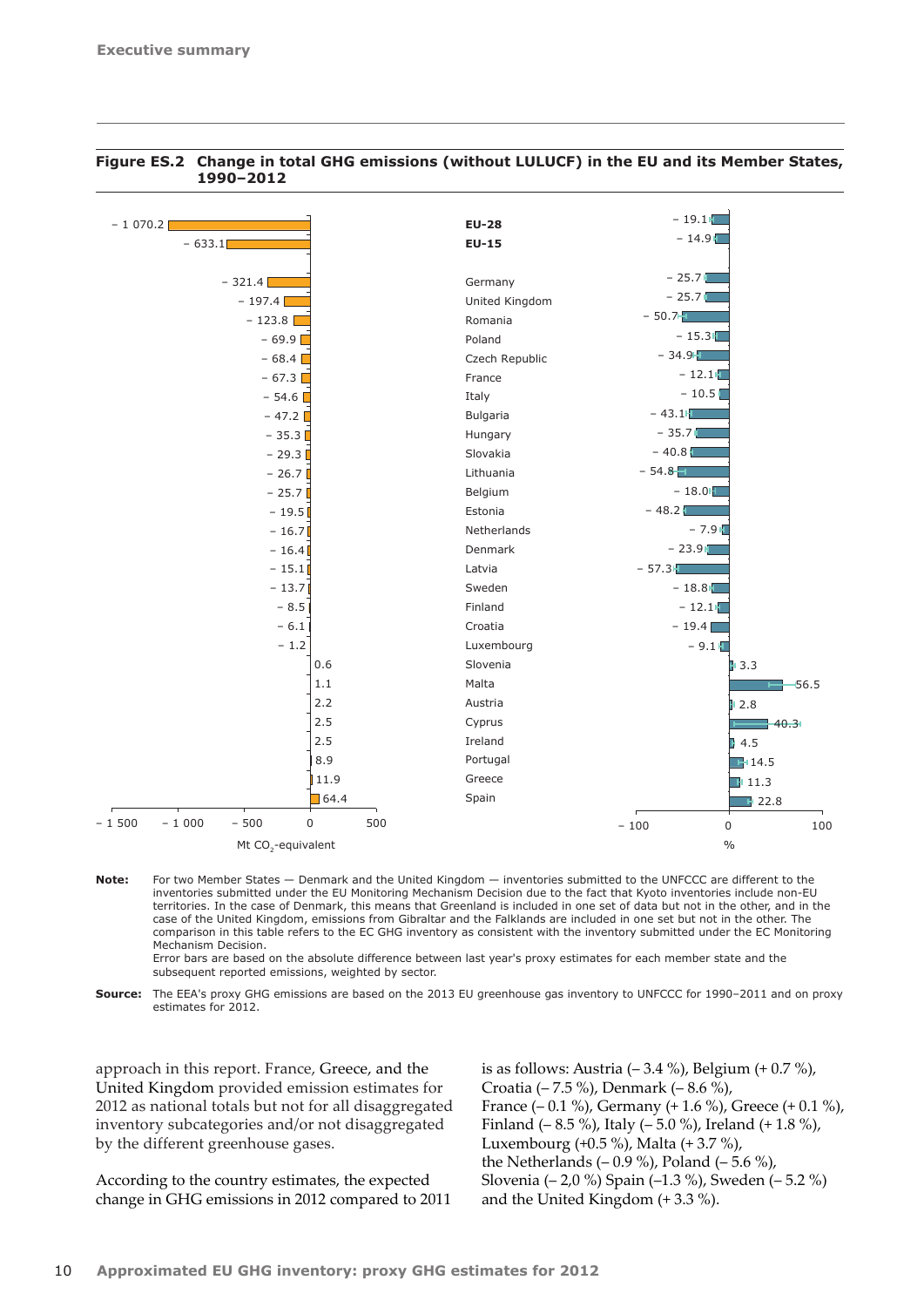**Figure ES.2 Change in total GHG emissions (without LULUCF) in the EU and its Member States, 1990–2012**

| | Mt $CO_2$-equivalent | % |
|---|---|---|
| EU-28 | – 1 070.2 | – 19.1 |
| EU-15 | – 633.1 | – 14.9 |
| Germany | – 321.4 | – 25.7 |
| United Kingdom | – 197.4 | – 25.7 |
| Romania | – 123.8 | – 50.7 |
| Poland | – 69.9 | – 15.3 |
| Czech Republic | – 68.4 | – 34.9 |
| France | – 67.3 | – 12.1 |
| Italy | – 54.6 | – 10.5 |
| Bulgaria | – 47.2 | – 43.1 |
| Hungary | – 35.3 | – 35.7 |
| Slovakia | – 29.3 | – 40.8 |
| Lithuania | – 26.7 | – 54.8 |
| Belgium | – 25.7 | – 18.0 |
| Estonia | – 19.5 | – 48.2 |
| Netherlands | – 16.7 | – 7.9 |
| Denmark | – 16.4 | – 23.9 |
| Latvia | – 15.1 | – 57.3 |
| Sweden | – 13.7 | – 18.8 |
| Finland | – 8.5 | – 12.1 |
| Croatia | – 6.1 | – 19.4 |
| Luxembourg | – 1.2 | – 9.1 |
| Slovenia | 0.6 | 3.3 |
| Malta | 1.1 | 56.5 |
| Austria | 2.2 | 2.8 |
| Cyprus | 2.5 | 40.3 |
| Ireland | 2.5 | 4.5 |
| Portugal | 8.9 | 14.5 |
| Greece | 11.9 | 11.3 |
| Spain | 64.4 | 22.8 |

**Note:** For two Member States — Denmark and the United Kingdom — inventories submitted to the UNFCCC are different to the inventories submitted under the EU Monitoring Mechanism Decision due to the fact that Kyoto inventories include non-EU territories. In the case of Denmark, this means that Greenland is included in one set of data but not in the other, and in the case of the United Kingdom, emissions from Gibraltar and the Falklands are included in one set but not in the other. The comparison in this table refers to the EC GHG inventory as consistent with the inventory submitted under the EC Monitoring Mechanism Decision.

Error bars are based on the absolute difference between last year's proxy estimates for each member state and the subsequent reported emissions, weighted by sector.

**Source:** The EEA's proxy GHG emissions are based on the 2013 EU greenhouse gas inventory to UNFCCC for 1990–2011 and on proxy estimates for 2012.

approach in this report. France, Greece, and the United Kingdom provided emission estimates for 2012 as national totals but not for all disaggregated inventory subcategories and/or not disaggregated by the different greenhouse gases.

According to the country estimates, the expected change in GHG emissions in 2012 compared to 2011 is as follows: Austria (– 3.4 %), Belgium (+ 0.7 %), Croatia (– 7.5 %), Denmark (– 8.6 %), France (– 0.1 %), Germany (+ 1.6 %), Greece (+ 0.1 %), Finland (– 8.5 %), Italy (– 5.0 %), Ireland (+ 1.8 %), Luxembourg (+0.5 %), Malta (+ 3.7 %), the Netherlands (– 0.9 %), Poland (– 5.6 %), Slovenia (– 2,0 %) Spain (–1.3 %), Sweden (– 5.2 %) and the United Kingdom (+ 3.3 %).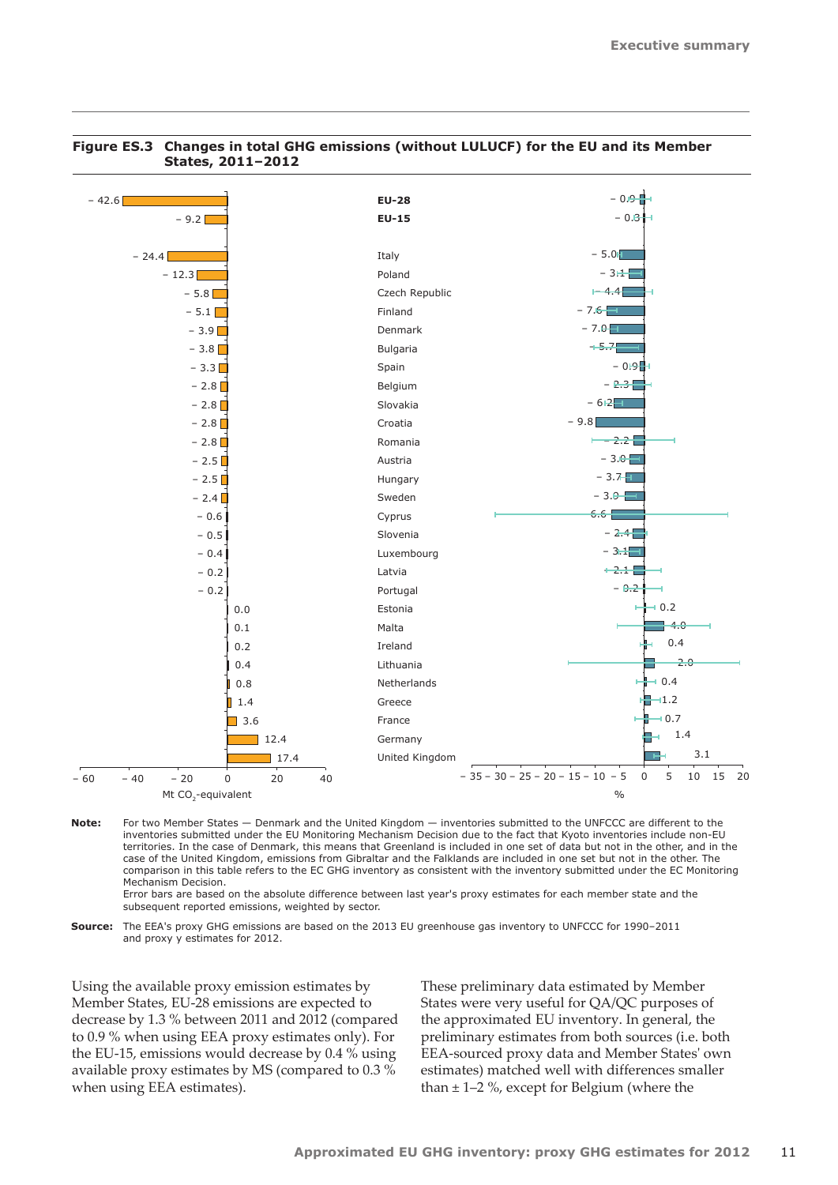**Figure ES.3 Changes in total GHG emissions (without LULUCF) for the EU and its Member States, 2011–2012**

| | Mt $CO_2$-equivalent | % |
|---|---|---|
| EU-28 | – 42.6 | – 0.9 |
| EU-15 | – 9.2 | – 0.3 |
| Italy | – 24.4 | – 5.0 |
| Poland | – 12.3 | – 3.1 |
| Czech Republic | – 5.8 | – 4.4 |
| Finland | – 5.1 | – 7.6 |
| Denmark | – 3.9 | – 7.0 |
| Bulgaria | – 3.8 | – 5.7 |
| Spain | – 3.3 | – 0.9 |
| Belgium | – 2.8 | – 2.3 |
| Slovakia | – 2.8 | – 6.2 |
| Croatia | – 2.8 | – 9.8 |
| Romania | – 2.8 | – 2.2 |
| Austria | – 2.5 | – 3.0 |
| Hungary | – 2.5 | – 3.7 |
| Sweden | – 2.4 | – 3.9 |
| Cyprus | – 0.6 | – 6.6 |
| Slovenia | – 0.5 | – 2.4 |
| Luxembourg | – 0.4 | – 3.1 |
| Latvia | – 0.2 | – 2.1 |
| Portugal | – 0.2 | – 0.2 |
| Estonia | 0.0 | 0.2 |
| Malta | 0.1 | 4.0 |
| Ireland | 0.2 | 0.4 |
| Lithuania | 0.4 | 2.0 |
| Netherlands | 0.8 | 0.4 |
| Greece | 1.4 | 1.2 |
| France | 3.6 | 0.7 |
| Germany | 12.4 | 1.4 |
| United Kingdom | 17.4 | 3.1 |

**Note:** For two Member States — Denmark and the United Kingdom — inventories submitted to the UNFCCC are different to the inventories submitted under the EU Monitoring Mechanism Decision due to the fact that Kyoto inventories include non-EU territories. In the case of Denmark, this means that Greenland is included in one set of data but not in the other, and in the case of the United Kingdom, emissions from Gibraltar and the Falklands are included in one set but not in the other. The comparison in this table refers to the EC GHG inventory as consistent with the inventory submitted under the EC Monitoring Mechanism Decision.
Error bars are based on the absolute difference between last year's proxy estimates for each member state and the subsequent reported emissions, weighted by sector.

**Source:** The EEA's proxy GHG emissions are based on the 2013 EU greenhouse gas inventory to UNFCCC for 1990–2011 and proxy y estimates for 2012.

Using the available proxy emission estimates by Member States, EU-28 emissions are expected to decrease by 1.3 % between 2011 and 2012 (compared to 0.9 % when using EEA proxy estimates only). For the EU-15, emissions would decrease by 0.4 % using available proxy estimates by MS (compared to 0.3 % when using EEA estimates).

These preliminary data estimated by Member States were very useful for QA/QC purposes of the approximated EU inventory. In general, the preliminary estimates from both sources (i.e. both EEA-sourced proxy data and Member States' own estimates) matched well with differences smaller than ± 1–2 %, except for Belgium (where the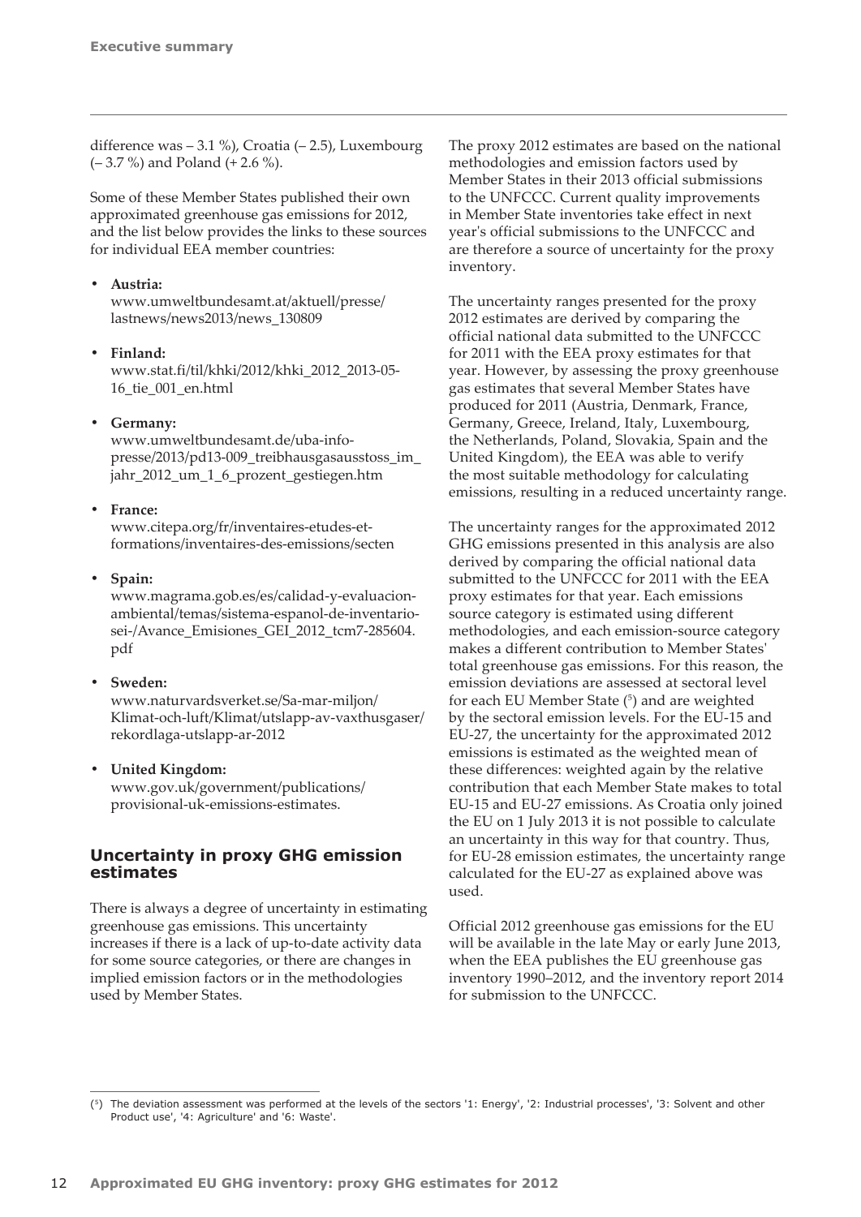difference was – 3.1 %), Croatia (– 2.5), Luxembourg (– 3.7 %) and Poland (+ 2.6 %).

Some of these Member States published their own approximated greenhouse gas emissions for 2012, and the list below provides the links to these sources for individual EEA member countries:

- **Austria:** www.umweltbundesamt.at/aktuell/presse/lastnews/news2013/news_130809
- **Finland:** www.stat.fi/til/khki/2012/khki_2012_2013-05-16_tie_001_en.html
- **Germany:** www.umweltbundesamt.de/uba-info-presse/2013/pd13-009_treibhausgasausstoss_im_jahr_2012_um_1_6_prozent_gestiegen.htm
- **France:** www.citepa.org/fr/inventaires-etudes-et-formations/inventaires-des-emissions/secten
- **Spain:** www.magrama.gob.es/es/calidad-y-evaluacion-ambiental/temas/sistema-espanol-de-inventario-sei-/Avance_Emisiones_GEI_2012_tcm7-285604.pdf
- **Sweden:** www.naturvardsverket.se/Sa-mar-miljon/Klimat-och-luft/Klimat/utslapp-av-vaxthusgaser/rekordlaga-utslapp-ar-2012
- **United Kingdom:** www.gov.uk/government/publications/provisional-uk-emissions-estimates.

## Uncertainty in proxy GHG emission estimates

There is always a degree of uncertainty in estimating greenhouse gas emissions. This uncertainty increases if there is a lack of up-to-date activity data for some source categories, or there are changes in implied emission factors or in the methodologies used by Member States.

The proxy 2012 estimates are based on the national methodologies and emission factors used by Member States in their 2013 official submissions to the UNFCCC. Current quality improvements in Member State inventories take effect in next year's official submissions to the UNFCCC and are therefore a source of uncertainty for the proxy inventory.

The uncertainty ranges presented for the proxy 2012 estimates are derived by comparing the official national data submitted to the UNFCCC for 2011 with the EEA proxy estimates for that year. However, by assessing the proxy greenhouse gas estimates that several Member States have produced for 2011 (Austria, Denmark, France, Germany, Greece, Ireland, Italy, Luxembourg, the Netherlands, Poland, Slovakia, Spain and the United Kingdom), the EEA was able to verify the most suitable methodology for calculating emissions, resulting in a reduced uncertainty range.

The uncertainty ranges for the approximated 2012 GHG emissions presented in this analysis are also derived by comparing the official national data submitted to the UNFCCC for 2011 with the EEA proxy estimates for that year. Each emissions source category is estimated using different methodologies, and each emission-source category makes a different contribution to Member States' total greenhouse gas emissions. For this reason, the emission deviations are assessed at sectoral level for each EU Member State ([5]) and are weighted by the sectoral emission levels. For the EU-15 and EU-27, the uncertainty for the approximated 2012 emissions is estimated as the weighted mean of these differences: weighted again by the relative contribution that each Member State makes to total EU-15 and EU-27 emissions. As Croatia only joined the EU on 1 July 2013 it is not possible to calculate an uncertainty in this way for that country. Thus, for EU-28 emission estimates, the uncertainty range calculated for the EU-27 as explained above was used.

Official 2012 greenhouse gas emissions for the EU will be available in the late May or early June 2013, when the EEA publishes the EU greenhouse gas inventory 1990–2012, and the inventory report 2014 for submission to the UNFCCC.

---

([5]) The deviation assessment was performed at the levels of the sectors '1: Energy', '2: Industrial processes', '3: Solvent and other Product use', '4: Agriculture' and '6: Waste'.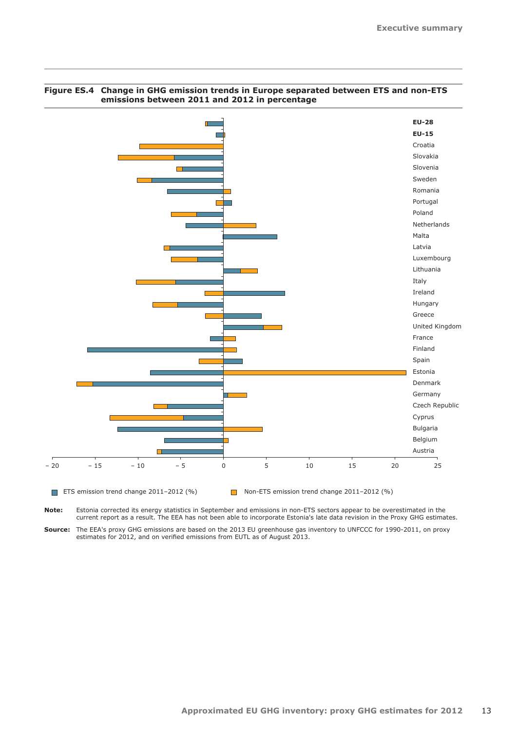**Figure ES.4 Change in GHG emission trends in Europe separated between ETS and non-ETS emissions between 2011 and 2012 in percentage**

**Note:** Estonia corrected its energy statistics in September and emissions in non-ETS sectors appear to be overestimated in the current report as a result. The EEA has not been able to incorporate Estonia's late data revision in the Proxy GHG estimates.

**Source:** The EEA's proxy GHG emissions are based on the 2013 EU greenhouse gas inventory to UNFCCC for 1990-2011, on proxy estimates for 2012, and on verified emissions from EUTL as of August 2013.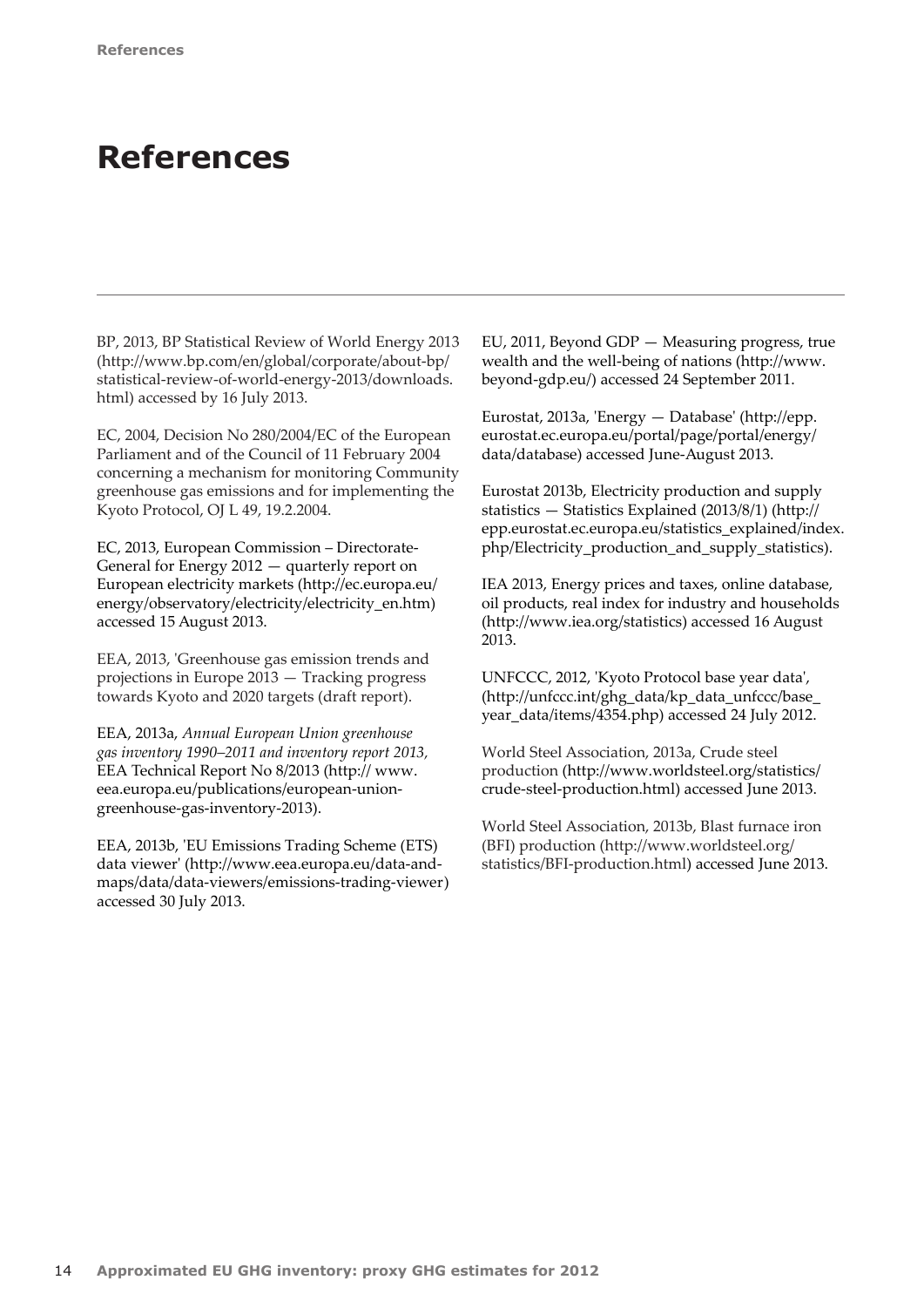# References

BP, 2013, BP Statistical Review of World Energy 2013 (http://www.bp.com/en/global/corporate/about-bp/statistical-review-of-world-energy-2013/downloads.html) accessed by 16 July 2013.

EC, 2004, Decision No 280/2004/EC of the European Parliament and of the Council of 11 February 2004 concerning a mechanism for monitoring Community greenhouse gas emissions and for implementing the Kyoto Protocol, OJ L 49, 19.2.2004.

EC, 2013, European Commission – Directorate-General for Energy 2012 — quarterly report on European electricity markets (http://ec.europa.eu/energy/observatory/electricity/electricity_en.htm) accessed 15 August 2013.

EEA, 2013, 'Greenhouse gas emission trends and projections in Europe 2013 — Tracking progress towards Kyoto and 2020 targets (draft report).

EEA, 2013a, *Annual European Union greenhouse gas inventory 1990–2011 and inventory report 2013*, EEA Technical Report No 8/2013 (http:// www.eea.europa.eu/publications/european-union-greenhouse-gas-inventory-2013).

EEA, 2013b, 'EU Emissions Trading Scheme (ETS) data viewer' (http://www.eea.europa.eu/data-and-maps/data/data-viewers/emissions-trading-viewer) accessed 30 July 2013.

EU, 2011, Beyond GDP — Measuring progress, true wealth and the well-being of nations (http://www.beyond-gdp.eu/) accessed 24 September 2011.

Eurostat, 2013a, 'Energy — Database' (http://epp.eurostat.ec.europa.eu/portal/page/portal/energy/data/database) accessed June-August 2013.

Eurostat 2013b, Electricity production and supply statistics — Statistics Explained (2013/8/1) (http://epp.eurostat.ec.europa.eu/statistics_explained/index.php/Electricity_production_and_supply_statistics).

IEA 2013, Energy prices and taxes, online database, oil products, real index for industry and households (http://www.iea.org/statistics) accessed 16 August 2013.

UNFCCC, 2012, 'Kyoto Protocol base year data', (http://unfccc.int/ghg_data/kp_data_unfccc/base_year_data/items/4354.php) accessed 24 July 2012.

World Steel Association, 2013a, Crude steel production (http://www.worldsteel.org/statistics/crude-steel-production.html) accessed June 2013.

World Steel Association, 2013b, Blast furnace iron (BFI) production (http://www.worldsteel.org/statistics/BFI-production.html) accessed June 2013.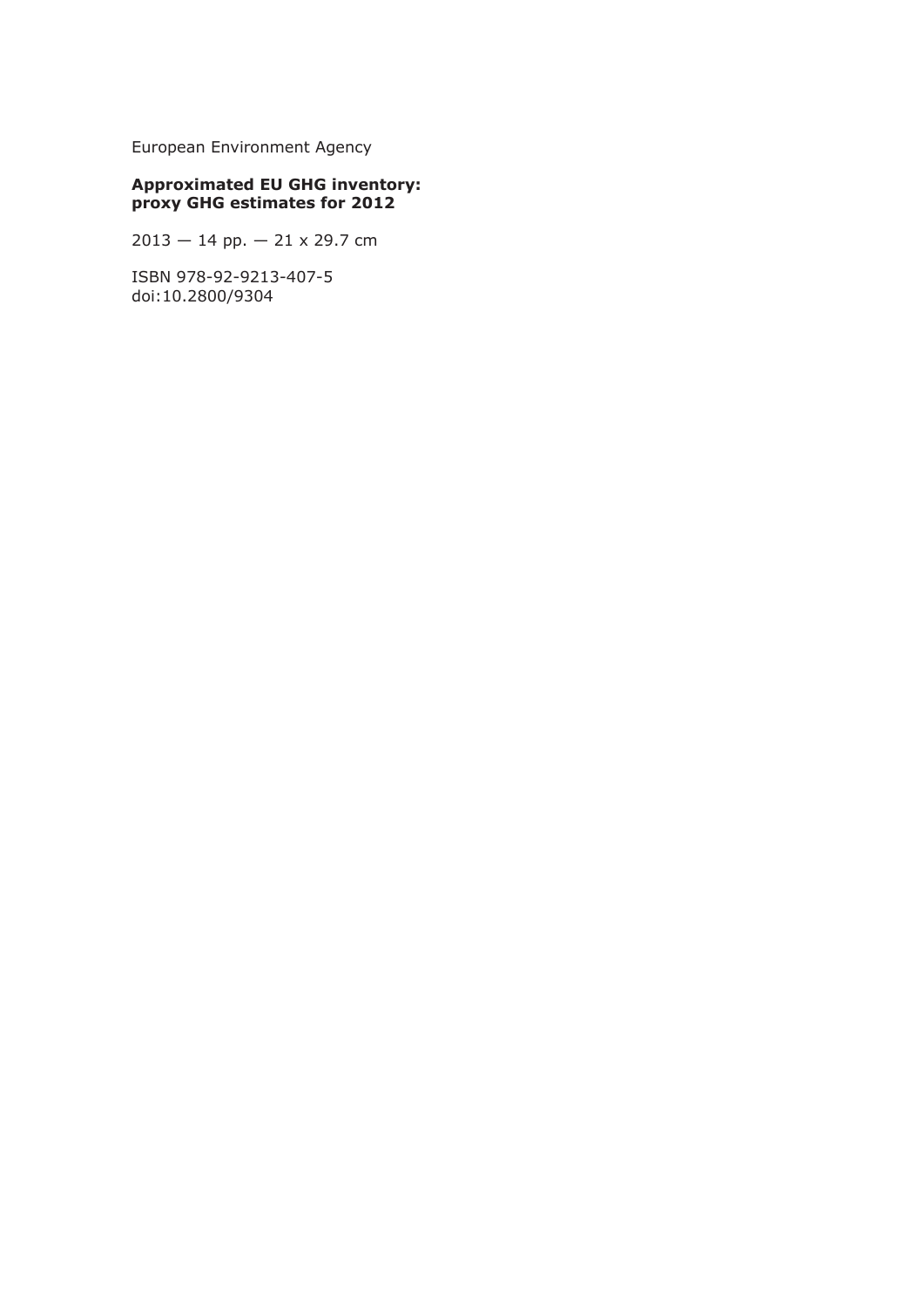European Environment Agency

**Approximated EU GHG inventory: proxy GHG estimates for 2012**

2013 — 14 pp. — 21 x 29.7 cm

ISBN 978-92-9213-407-5
doi:10.2800/9304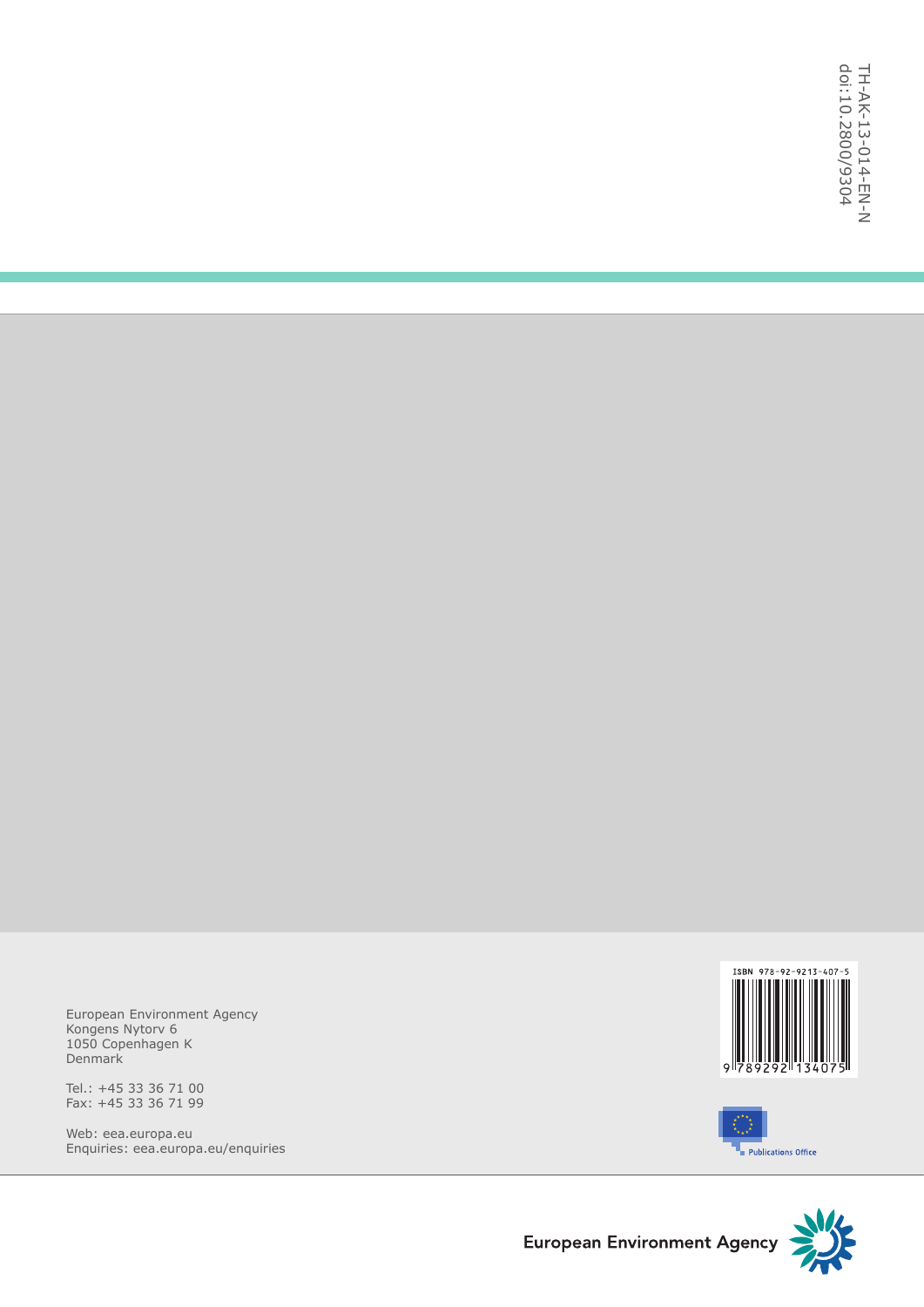TH-AK-13-014-EN-N
doi:10.2800/9304

European Environment Agency
Kongens Nytorv 6
1050 Copenhagen K
Denmark

Tel.: +45 33 36 71 00
Fax: +45 33 36 71 99

Web: eea.europa.eu
Enquiries: eea.europa.eu/enquiries

ISBN 978-92-9213-407-5

9 789292 134075

Publications Office

European Environment Agency